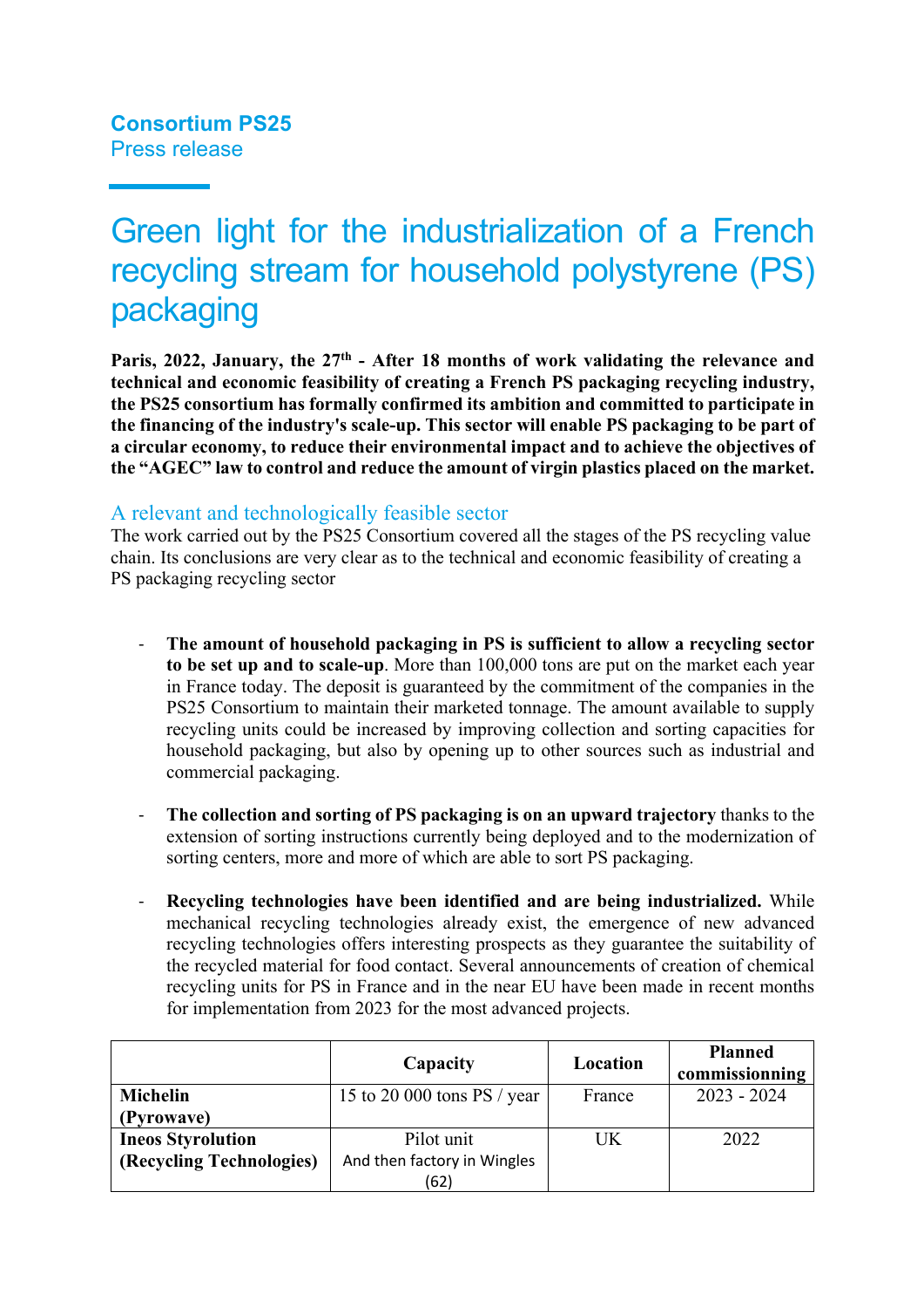**Consortium PS25**
Press release

# Green light for the industrialization of a French recycling stream for household polystyrene (PS) packaging

**Paris, 2022, January, the 27th - After 18 months of work validating the relevance and technical and economic feasibility of creating a French PS packaging recycling industry, the PS25 consortium has formally confirmed its ambition and committed to participate in the financing of the industry's scale-up. This sector will enable PS packaging to be part of a circular economy, to reduce their environmental impact and to achieve the objectives of the "AGEC" law to control and reduce the amount of virgin plastics placed on the market.**

## A relevant and technologically feasible sector

The work carried out by the PS25 Consortium covered all the stages of the PS recycling value chain. Its conclusions are very clear as to the technical and economic feasibility of creating a PS packaging recycling sector

- **The amount of household packaging in PS is sufficient to allow a recycling sector to be set up and to scale-up**. More than 100,000 tons are put on the market each year in France today. The deposit is guaranteed by the commitment of the companies in the PS25 Consortium to maintain their marketed tonnage. The amount available to supply recycling units could be increased by improving collection and sorting capacities for household packaging, but also by opening up to other sources such as industrial and commercial packaging.

- **The collection and sorting of PS packaging is on an upward trajectory** thanks to the extension of sorting instructions currently being deployed and to the modernization of sorting centers, more and more of which are able to sort PS packaging.

- **Recycling technologies have been identified and are being industrialized.** While mechanical recycling technologies already exist, the emergence of new advanced recycling technologies offers interesting prospects as they guarantee the suitability of the recycled material for food contact. Several announcements of creation of chemical recycling units for PS in France and in the near EU have been made in recent months for implementation from 2023 for the most advanced projects.

| | Capacity | Location | Planned commissionning |
|---|---|---|---|
| **Michelin (Pyrowave)** | 15 to 20 000 tons PS / year | France | 2023 - 2024 |
| **Ineos Styrolution (Recycling Technologies)** | Pilot unit And then factory in Wingles (62) | UK | 2022 |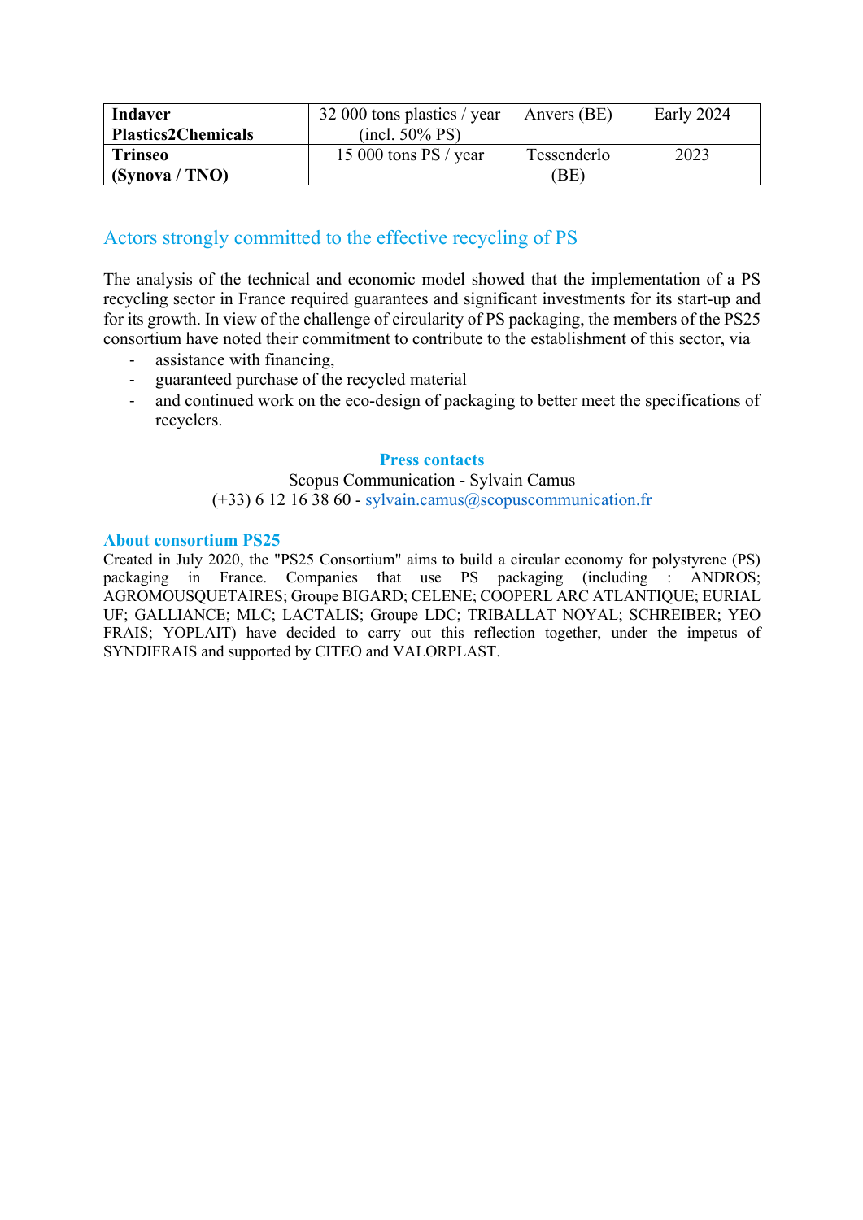| | | | |
|---|---|---|---|
| **Indaver Plastics2Chemicals** | 32 000 tons plastics / year (incl. 50% PS) | Anvers (BE) | Early 2024 |
| **Trinseo (Synova / TNO)** | 15 000 tons PS / year | Tessenderlo (BE) | 2023 |

## Actors strongly committed to the effective recycling of PS

The analysis of the technical and economic model showed that the implementation of a PS recycling sector in France required guarantees and significant investments for its start-up and for its growth. In view of the challenge of circularity of PS packaging, the members of the PS25 consortium have noted their commitment to contribute to the establishment of this sector, via

- assistance with financing,
- guaranteed purchase of the recycled material
- and continued work on the eco-design of packaging to better meet the specifications of recyclers.

**Press contacts**

Scopus Communication - Sylvain Camus
(+33) 6 12 16 38 60 - sylvain.camus@scopuscommunication.fr

**About consortium PS25**

Created in July 2020, the "PS25 Consortium" aims to build a circular economy for polystyrene (PS) packaging in France. Companies that use PS packaging (including : ANDROS; AGROMOUSQUETAIRES; Groupe BIGARD; CELENE; COOPERL ARC ATLANTIQUE; EURIAL UF; GALLIANCE; MLC; LACTALIS; Groupe LDC; TRIBALLAT NOYAL; SCHREIBER; YEO FRAIS; YOPLAIT) have decided to carry out this reflection together, under the impetus of SYNDIFRAIS and supported by CITEO and VALORPLAST.